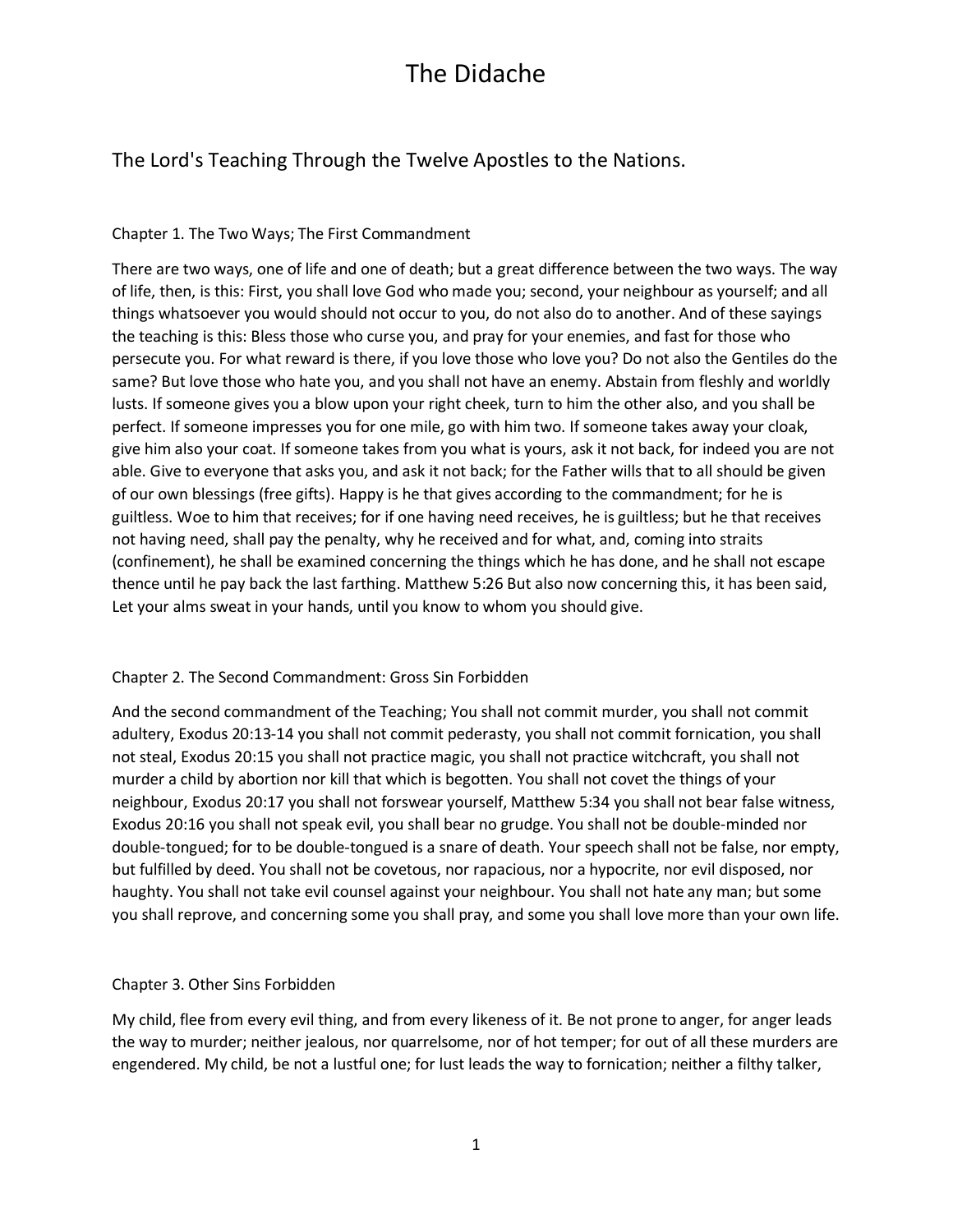# The Didache

## The Lord's Teaching Through the Twelve Apostles to the Nations.

### Chapter 1. The Two Ways; The First Commandment

There are two ways, one of life and one of death; but a great difference between the two ways. The way of life, then, is this: First, you shall love God who made you; second, your neighbour as yourself; and all things whatsoever you would should not occur to you, do not also do to another. And of these sayings the teaching is this: Bless those who curse you, and pray for your enemies, and fast for those who persecute you. For what reward is there, if you love those who love you? Do not also the Gentiles do the same? But love those who hate you, and you shall not have an enemy. Abstain from fleshly and worldly lusts. If someone gives you a blow upon your right cheek, turn to him the other also, and you shall be perfect. If someone impresses you for one mile, go with him two. If someone takes away your cloak, give him also your coat. If someone takes from you what is yours, ask it not back, for indeed you are not able. Give to everyone that asks you, and ask it not back; for the Father wills that to all should be given of our own blessings (free gifts). Happy is he that gives according to the commandment; for he is guiltless. Woe to him that receives; for if one having need receives, he is guiltless; but he that receives not having need, shall pay the penalty, why he received and for what, and, coming into straits (confinement), he shall be examined concerning the things which he has done, and he shall not escape thence until he pay back the last farthing. Matthew 5:26 But also now concerning this, it has been said, Let your alms sweat in your hands, until you know to whom you should give.

### Chapter 2. The Second Commandment: Gross Sin Forbidden

And the second commandment of the Teaching; You shall not commit murder, you shall not commit adultery, Exodus 20:13-14 you shall not commit pederasty, you shall not commit fornication, you shall not steal, Exodus 20:15 you shall not practice magic, you shall not practice witchcraft, you shall not murder a child by abortion nor kill that which is begotten. You shall not covet the things of your neighbour, Exodus 20:17 you shall not forswear yourself, Matthew 5:34 you shall not bear false witness, Exodus 20:16 you shall not speak evil, you shall bear no grudge. You shall not be double-minded nor double-tongued; for to be double-tongued is a snare of death. Your speech shall not be false, nor empty, but fulfilled by deed. You shall not be covetous, nor rapacious, nor a hypocrite, nor evil disposed, nor haughty. You shall not take evil counsel against your neighbour. You shall not hate any man; but some you shall reprove, and concerning some you shall pray, and some you shall love more than your own life.

### Chapter 3. Other Sins Forbidden

My child, flee from every evil thing, and from every likeness of it. Be not prone to anger, for anger leads the way to murder; neither jealous, nor quarrelsome, nor of hot temper; for out of all these murders are engendered. My child, be not a lustful one; for lust leads the way to fornication; neither a filthy talker,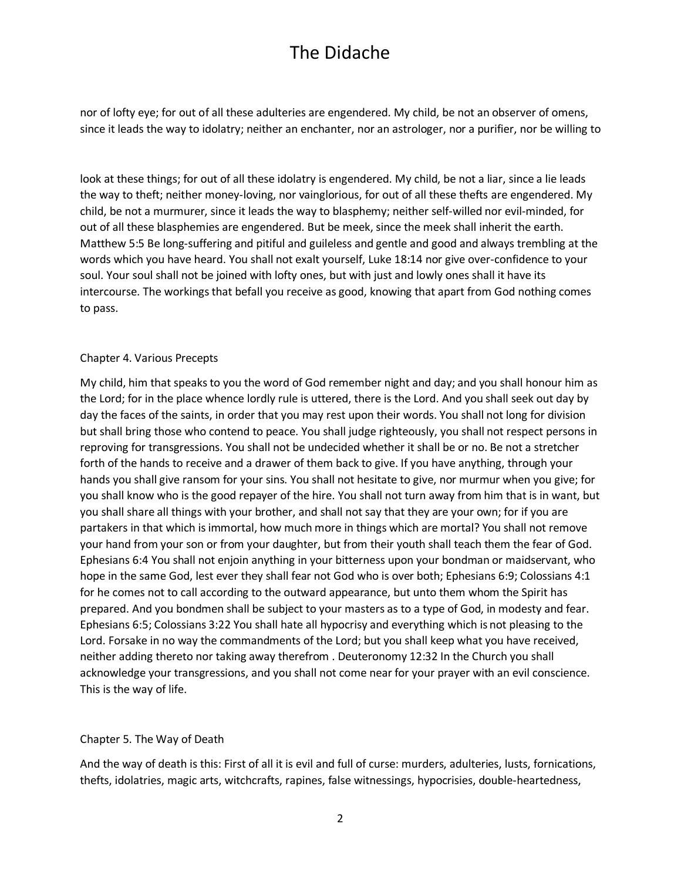nor of lofty eye; for out of all these adulteries are engendered. My child, be not an observer of omens, since it leads the way to idolatry; neither an enchanter, nor an astrologer, nor a purifier, nor be willing to

look at these things; for out of all these idolatry is engendered. My child, be not a liar, since a lie leads the way to theft; neither money-loving, nor vainglorious, for out of all these thefts are engendered. My child, be not a murmurer, since it leads the way to blasphemy; neither self-willed nor evil-minded, for out of all these blasphemies are engendered. But be meek, since the meek shall inherit the earth. Matthew 5:5 Be long-suffering and pitiful and guileless and gentle and good and always trembling at the words which you have heard. You shall not exalt yourself, Luke 18:14 nor give over-confidence to your soul. Your soul shall not be joined with lofty ones, but with just and lowly ones shall it have its intercourse. The workings that befall you receive as good, knowing that apart from God nothing comes to pass.

## Chapter 4. Various Precepts

My child, him that speaks to you the word of God remember night and day; and you shall honour him as the Lord; for in the place whence lordly rule is uttered, there is the Lord. And you shall seek out day by day the faces of the saints, in order that you may rest upon their words. You shall not long for division but shall bring those who contend to peace. You shall judge righteously, you shall not respect persons in reproving for transgressions. You shall not be undecided whether it shall be or no. Be not a stretcher forth of the hands to receive and a drawer of them back to give. If you have anything, through your hands you shall give ransom for your sins. You shall not hesitate to give, nor murmur when you give; for you shall know who is the good repayer of the hire. You shall not turn away from him that is in want, but you shall share all things with your brother, and shall not say that they are your own; for if you are partakers in that which is immortal, how much more in things which are mortal? You shall not remove your hand from your son or from your daughter, but from their youth shall teach them the fear of God. Ephesians 6:4 You shall not enjoin anything in your bitterness upon your bondman or maidservant, who hope in the same God, lest ever they shall fear not God who is over both; Ephesians 6:9; Colossians 4:1 for he comes not to call according to the outward appearance, but unto them whom the Spirit has prepared. And you bondmen shall be subject to your masters as to a type of God, in modesty and fear. Ephesians 6:5; Colossians 3:22 You shall hate all hypocrisy and everything which is not pleasing to the Lord. Forsake in no way the commandments of the Lord; but you shall keep what you have received, neither adding thereto nor taking away therefrom . Deuteronomy 12:32 In the Church you shall acknowledge your transgressions, and you shall not come near for your prayer with an evil conscience. This is the way of life.

## Chapter 5. The Way of Death

And the way of death is this: First of all it is evil and full of curse: murders, adulteries, lusts, fornications, thefts, idolatries, magic arts, witchcrafts, rapines, false witnessings, hypocrisies, double-heartedness,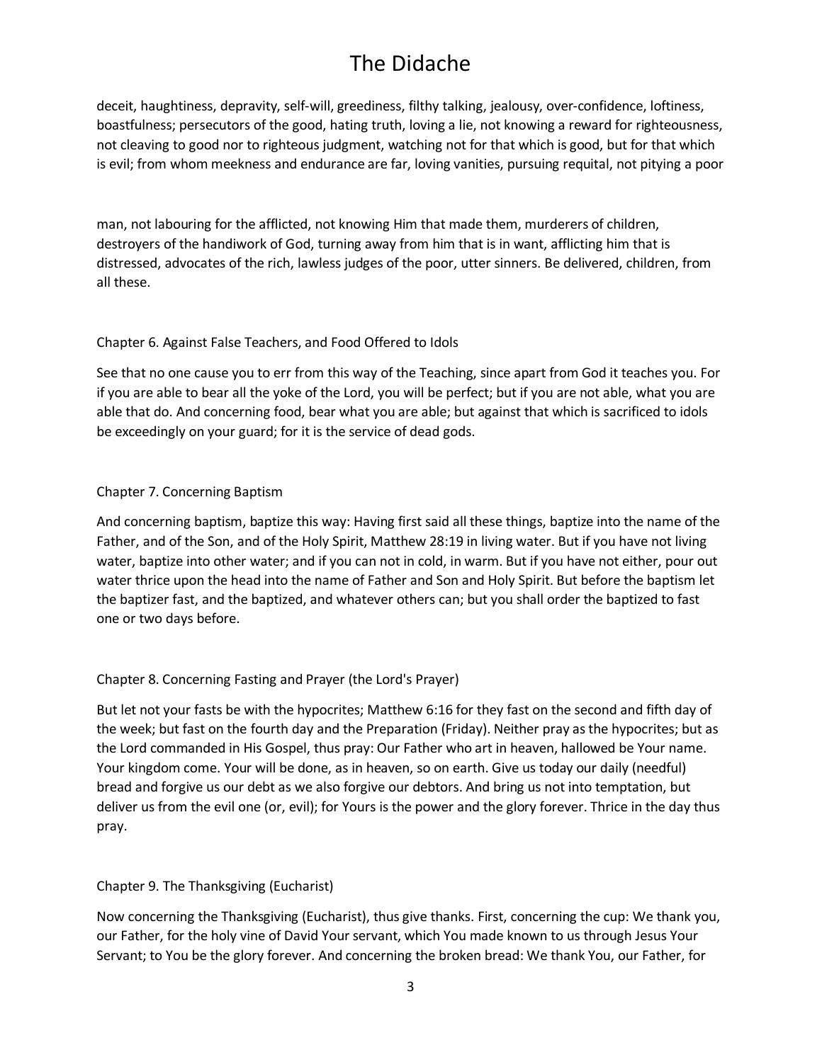deceit, haughtiness, depravity, self-will, greediness, filthy talking, jealousy, over-confidence, loftiness, boastfulness; persecutors of the good, hating truth, loving a lie, not knowing a reward for righteousness, not cleaving to good nor to righteous judgment, watching not for that which is good, but for that which is evil; from whom meekness and endurance are far, loving vanities, pursuing requital, not pitying a poor man, not labouring for the afflicted, not knowing Him that made them, murderers of children, destroyers of the handiwork of God, turning away from him that is in want, afflicting him that is distressed, advocates of the rich, lawless judges of the poor, utter sinners. Be delivered, children, from all these.

## Chapter 6. Against False Teachers, and Food Offered to Idols

See that no one cause you to err from this way of the Teaching, since apart from God it teaches you. For if you are able to bear all the yoke of the Lord, you will be perfect; but if you are not able, what you are able that do. And concerning food, bear what you are able; but against that which is sacrificed to idols be exceedingly on your guard; for it is the service of dead gods.

## Chapter 7. Concerning Baptism

And concerning baptism, baptize this way: Having first said all these things, baptize into the name of the Father, and of the Son, and of the Holy Spirit, Matthew 28:19 in living water. But if you have not living water, baptize into other water; and if you can not in cold, in warm. But if you have not either, pour out water thrice upon the head into the name of Father and Son and Holy Spirit. But before the baptism let the baptizer fast, and the baptized, and whatever others can; but you shall order the baptized to fast one or two days before.

## Chapter 8. Concerning Fasting and Prayer (the Lord's Prayer)

But let not your fasts be with the hypocrites; Matthew 6:16 for they fast on the second and fifth day of the week; but fast on the fourth day and the Preparation (Friday). Neither pray as the hypocrites; but as the Lord commanded in His Gospel, thus pray: Our Father who art in heaven, hallowed be Your name. Your kingdom come. Your will be done, as in heaven, so on earth. Give us today our daily (needful) bread and forgive us our debt as we also forgive our debtors. And bring us not into temptation, but deliver us from the evil one (or, evil); for Yours is the power and the glory forever. Thrice in the day thus pray.

## Chapter 9. The Thanksgiving (Eucharist)

Now concerning the Thanksgiving (Eucharist), thus give thanks. First, concerning the cup: We thank you, our Father, for the holy vine of David Your servant, which You made known to us through Jesus Your Servant; to You be the glory forever. And concerning the broken bread: We thank You, our Father, for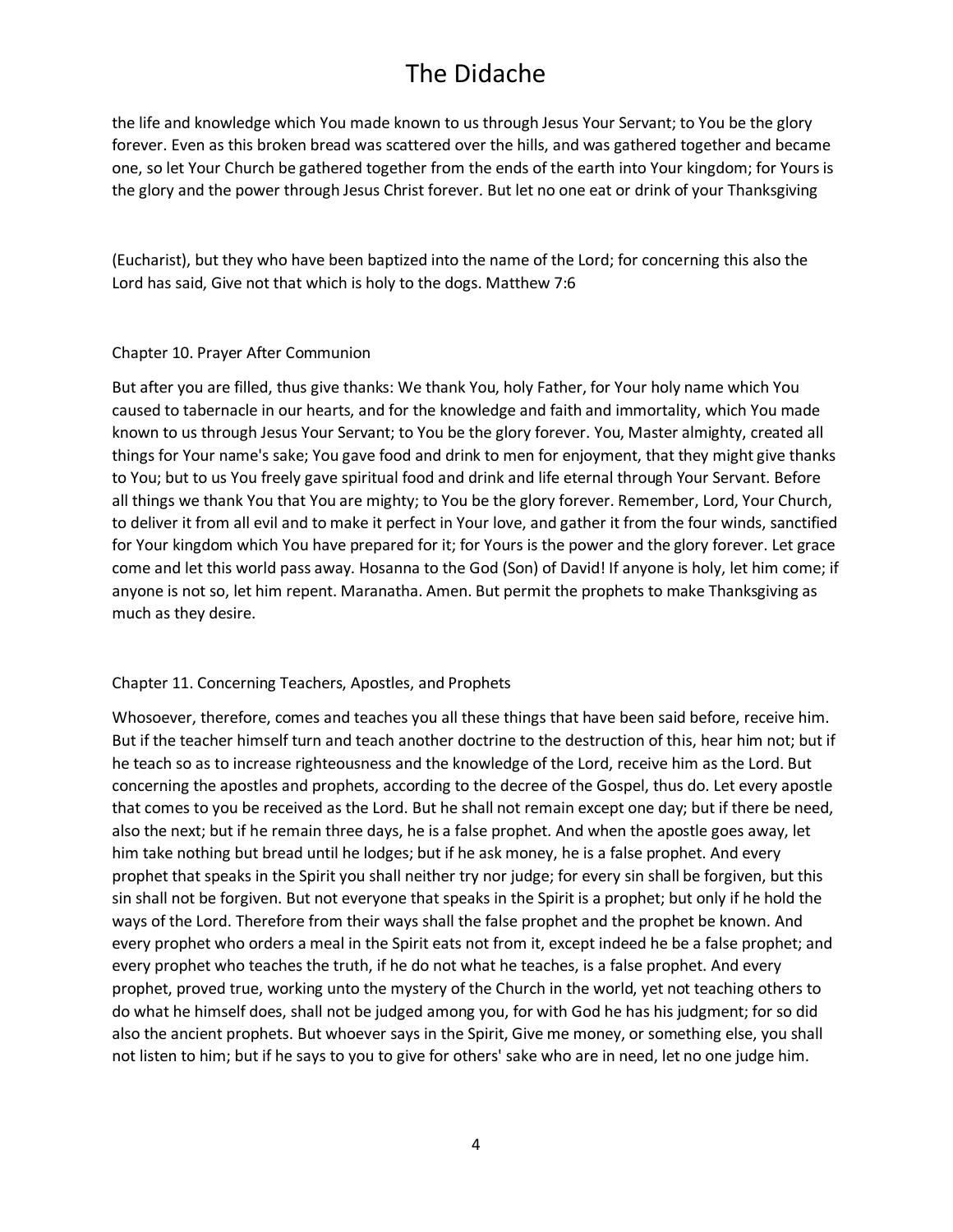the life and knowledge which You made known to us through Jesus Your Servant; to You be the glory forever. Even as this broken bread was scattered over the hills, and was gathered together and became one, so let Your Church be gathered together from the ends of the earth into Your kingdom; for Yours is the glory and the power through Jesus Christ forever. But let no one eat or drink of your Thanksgiving (Eucharist), but they who have been baptized into the name of the Lord; for concerning this also the Lord has said, Give not that which is holy to the dogs. Matthew 7:6

## Chapter 10. Prayer After Communion

But after you are filled, thus give thanks: We thank You, holy Father, for Your holy name which You caused to tabernacle in our hearts, and for the knowledge and faith and immortality, which You made known to us through Jesus Your Servant; to You be the glory forever. You, Master almighty, created all things for Your name's sake; You gave food and drink to men for enjoyment, that they might give thanks to You; but to us You freely gave spiritual food and drink and life eternal through Your Servant. Before all things we thank You that You are mighty; to You be the glory forever. Remember, Lord, Your Church, to deliver it from all evil and to make it perfect in Your love, and gather it from the four winds, sanctified for Your kingdom which You have prepared for it; for Yours is the power and the glory forever. Let grace come and let this world pass away. Hosanna to the God (Son) of David! If anyone is holy, let him come; if anyone is not so, let him repent. Maranatha. Amen. But permit the prophets to make Thanksgiving as much as they desire.

## Chapter 11. Concerning Teachers, Apostles, and Prophets

Whosoever, therefore, comes and teaches you all these things that have been said before, receive him. But if the teacher himself turn and teach another doctrine to the destruction of this, hear him not; but if he teach so as to increase righteousness and the knowledge of the Lord, receive him as the Lord. But concerning the apostles and prophets, according to the decree of the Gospel, thus do. Let every apostle that comes to you be received as the Lord. But he shall not remain except one day; but if there be need, also the next; but if he remain three days, he is a false prophet. And when the apostle goes away, let him take nothing but bread until he lodges; but if he ask money, he is a false prophet. And every prophet that speaks in the Spirit you shall neither try nor judge; for every sin shall be forgiven, but this sin shall not be forgiven. But not everyone that speaks in the Spirit is a prophet; but only if he hold the ways of the Lord. Therefore from their ways shall the false prophet and the prophet be known. And every prophet who orders a meal in the Spirit eats not from it, except indeed he be a false prophet; and every prophet who teaches the truth, if he do not what he teaches, is a false prophet. And every prophet, proved true, working unto the mystery of the Church in the world, yet not teaching others to do what he himself does, shall not be judged among you, for with God he has his judgment; for so did also the ancient prophets. But whoever says in the Spirit, Give me money, or something else, you shall not listen to him; but if he says to you to give for others' sake who are in need, let no one judge him.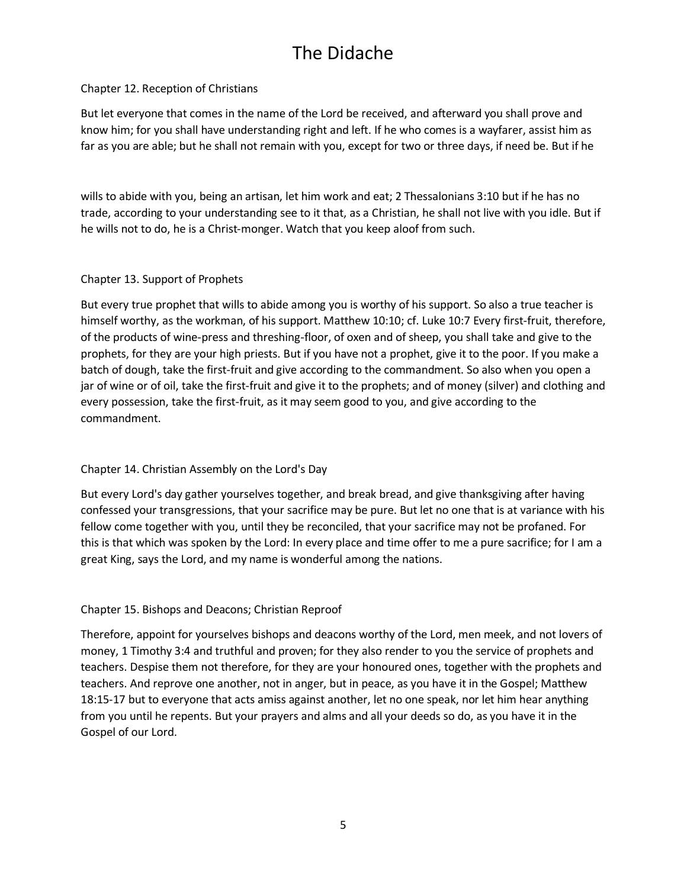## Chapter 12. Reception of Christians

But let everyone that comes in the name of the Lord be received, and afterward you shall prove and know him; for you shall have understanding right and left. If he who comes is a wayfarer, assist him as far as you are able; but he shall not remain with you, except for two or three days, if need be. But if he wills to abide with you, being an artisan, let him work and eat; 2 Thessalonians 3:10 but if he has no trade, according to your understanding see to it that, as a Christian, he shall not live with you idle. But if he wills not to do, he is a Christ-monger. Watch that you keep aloof from such.

## Chapter 13. Support of Prophets

But every true prophet that wills to abide among you is worthy of his support. So also a true teacher is himself worthy, as the workman, of his support. Matthew 10:10; cf. Luke 10:7 Every first-fruit, therefore, of the products of wine-press and threshing-floor, of oxen and of sheep, you shall take and give to the prophets, for they are your high priests. But if you have not a prophet, give it to the poor. If you make a batch of dough, take the first-fruit and give according to the commandment. So also when you open a jar of wine or of oil, take the first-fruit and give it to the prophets; and of money (silver) and clothing and every possession, take the first-fruit, as it may seem good to you, and give according to the commandment.

## Chapter 14. Christian Assembly on the Lord's Day

But every Lord's day gather yourselves together, and break bread, and give thanksgiving after having confessed your transgressions, that your sacrifice may be pure. But let no one that is at variance with his fellow come together with you, until they be reconciled, that your sacrifice may not be profaned. For this is that which was spoken by the Lord: In every place and time offer to me a pure sacrifice; for I am a great King, says the Lord, and my name is wonderful among the nations.

## Chapter 15. Bishops and Deacons; Christian Reproof

Therefore, appoint for yourselves bishops and deacons worthy of the Lord, men meek, and not lovers of money, 1 Timothy 3:4 and truthful and proven; for they also render to you the service of prophets and teachers. Despise them not therefore, for they are your honoured ones, together with the prophets and teachers. And reprove one another, not in anger, but in peace, as you have it in the Gospel; Matthew 18:15-17 but to everyone that acts amiss against another, let no one speak, nor let him hear anything from you until he repents. But your prayers and alms and all your deeds so do, as you have it in the Gospel of our Lord.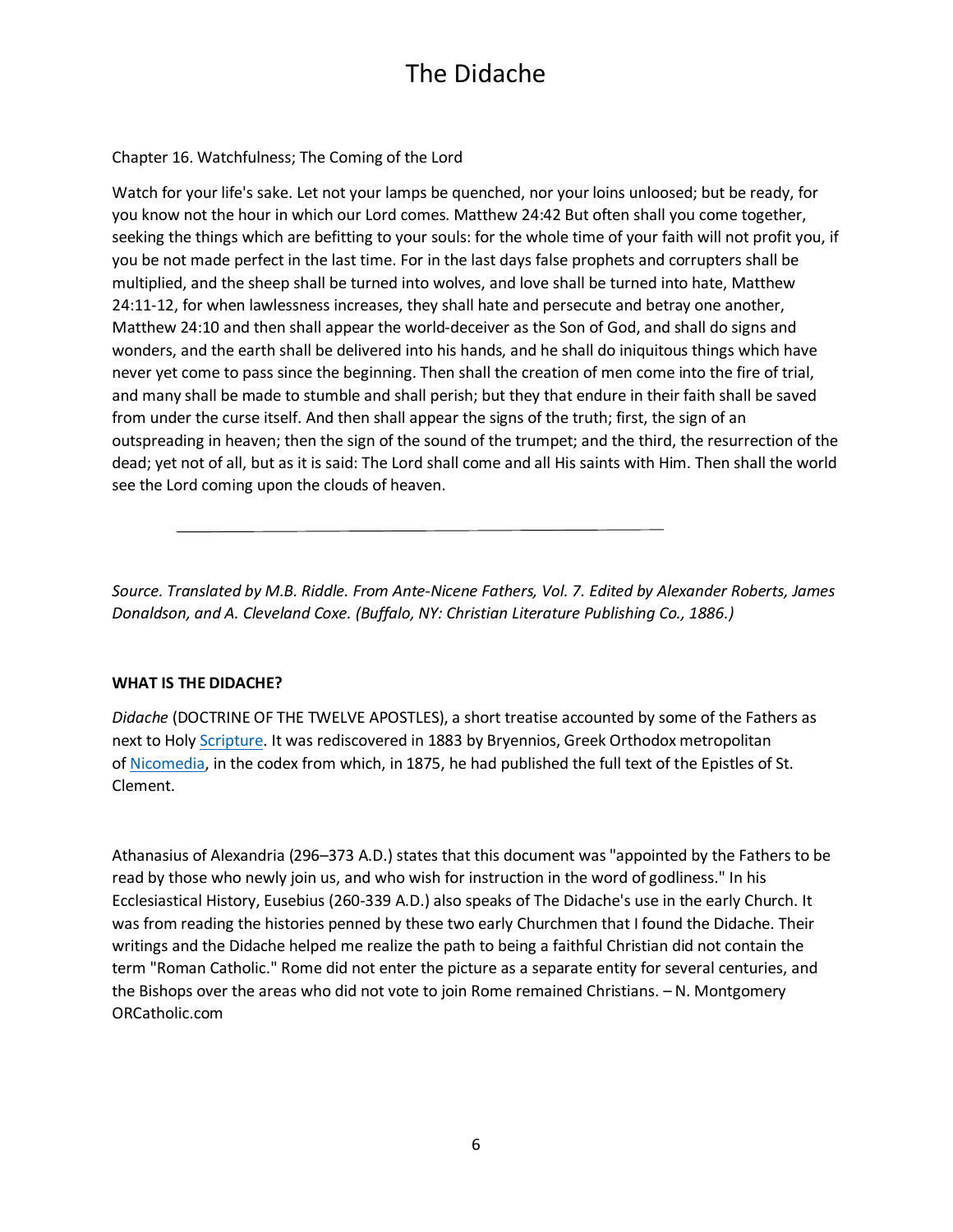## Chapter 16. Watchfulness; The Coming of the Lord

Watch for your life's sake. Let not your lamps be quenched, nor your loins unloosed; but be ready, for you know not the hour in which our Lord comes. Matthew 24:42 But often shall you come together, seeking the things which are befitting to your souls: for the whole time of your faith will not profit you, if you be not made perfect in the last time. For in the last days false prophets and corrupters shall be multiplied, and the sheep shall be turned into wolves, and love shall be turned into hate, Matthew 24:11-12, for when lawlessness increases, they shall hate and persecute and betray one another, Matthew 24:10 and then shall appear the world-deceiver as the Son of God, and shall do signs and wonders, and the earth shall be delivered into his hands, and he shall do iniquitous things which have never yet come to pass since the beginning. Then shall the creation of men come into the fire of trial, and many shall be made to stumble and shall perish; but they that endure in their faith shall be saved from under the curse itself. And then shall appear the signs of the truth; first, the sign of an outspreading in heaven; then the sign of the sound of the trumpet; and the third, the resurrection of the dead; yet not of all, but as it is said: The Lord shall come and all His saints with Him. Then shall the world see the Lord coming upon the clouds of heaven.

---

*Source. Translated by M.B. Riddle. From Ante-Nicene Fathers, Vol. 7. Edited by Alexander Roberts, James Donaldson, and A. Cleveland Coxe. (Buffalo, NY: Christian Literature Publishing Co., 1886.)*

**WHAT IS THE DIDACHE?**

*Didache* (DOCTRINE OF THE TWELVE APOSTLES), a short treatise accounted by some of the Fathers as next to Holy Scripture. It was rediscovered in 1883 by Bryennios, Greek Orthodox metropolitan of Nicomedia, in the codex from which, in 1875, he had published the full text of the Epistles of St. Clement.

Athanasius of Alexandria (296–373 A.D.) states that this document was "appointed by the Fathers to be read by those who newly join us, and who wish for instruction in the word of godliness." In his Ecclesiastical History, Eusebius (260-339 A.D.) also speaks of The Didache's use in the early Church. It was from reading the histories penned by these two early Churchmen that I found the Didache. Their writings and the Didache helped me realize the path to being a faithful Christian did not contain the term "Roman Catholic." Rome did not enter the picture as a separate entity for several centuries, and the Bishops over the areas who did not vote to join Rome remained Christians. – N. Montgomery ORCatholic.com